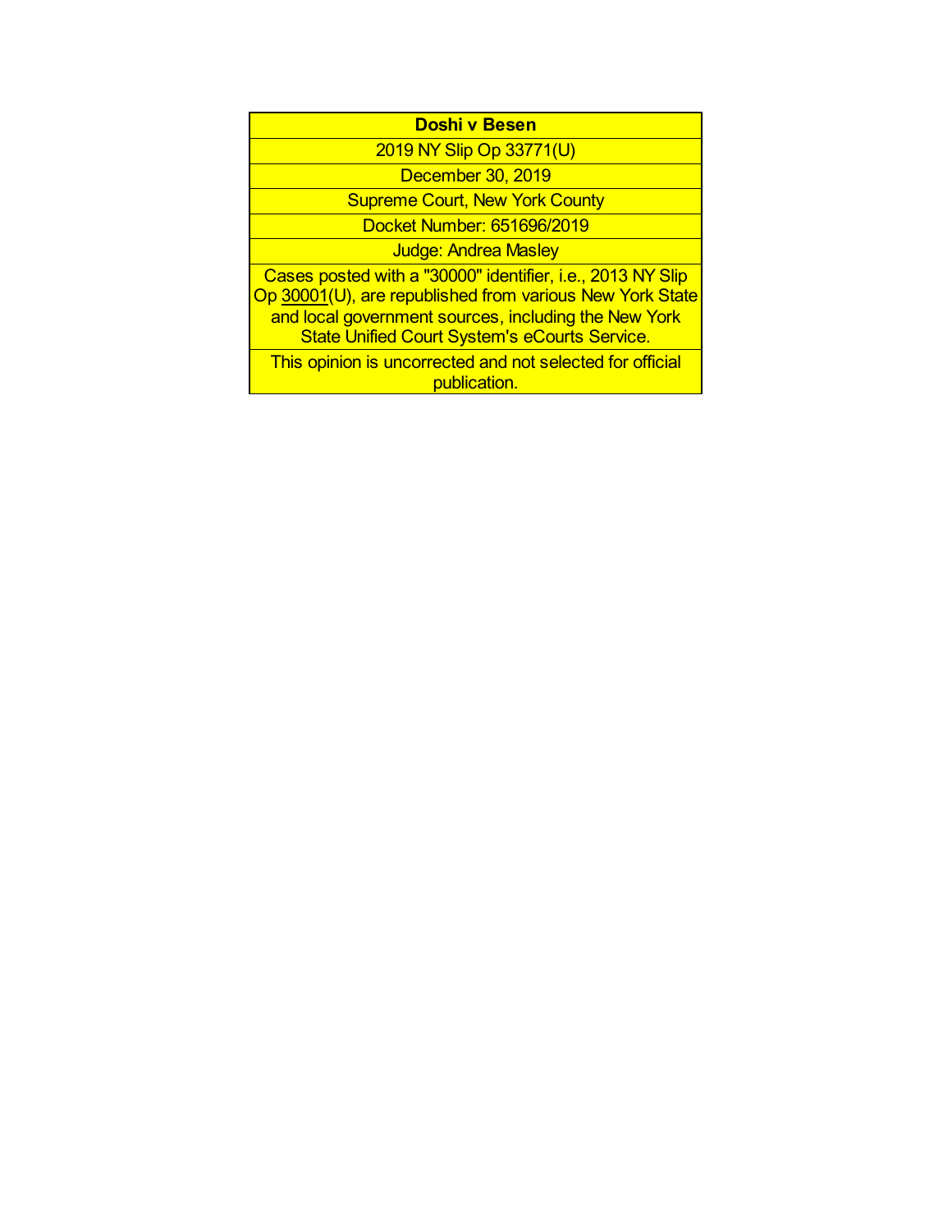| Doshi v Besen |
|---|
| 2019 NY Slip Op 33771(U) |
| December 30, 2019 |
| Supreme Court, New York County |
| Docket Number: 651696/2019 |
| Judge: Andrea Masley |
| Cases posted with a "30000" identifier, i.e., 2013 NY Slip Op 30001(U), are republished from various New York State and local government sources, including the New York State Unified Court System's eCourts Service. |
| This opinion is uncorrected and not selected for official publication. |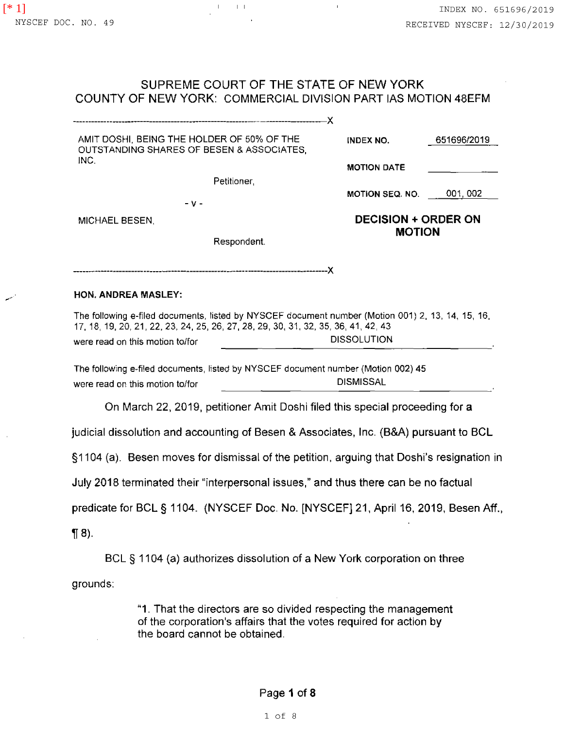SUPREME COURT OF THE STATE OF NEW YORK
COUNTY OF NEW YORK: COMMERCIAL DIVISION PART IAS MOTION 48EFM

---

AMIT DOSHI, BEING THE HOLDER OF 50% OF THE OUTSTANDING SHARES OF BESEN & ASSOCIATES, INC.

Petitioner,

- v -

MICHAEL BESEN,

Respondent.

---

| | |
|---|---|
| INDEX NO. | 651696/2019 |
| MOTION DATE | |
| MOTION SEQ. NO. | 001, 002 |

**DECISION + ORDER ON MOTION**

**HON. ANDREA MASLEY:**

The following e-filed documents, listed by NYSCEF document number (Motion 001) 2, 13, 14, 15, 16, 17, 18, 19, 20, 21, 22, 23, 24, 25, 26, 27, 28, 29, 30, 31, 32, 35, 36, 41, 42, 43
were read on this motion to/for DISSOLUTION.

The following e-filed documents, listed by NYSCEF document number (Motion 002) 45
were read on this motion to/for DISMISSAL.

On March 22, 2019, petitioner Amit Doshi filed this special proceeding for a judicial dissolution and accounting of Besen & Associates, Inc. (B&A) pursuant to BCL §1104 (a). Besen moves for dismissal of the petition, arguing that Doshi's resignation in July 2018 terminated their "interpersonal issues," and thus there can be no factual predicate for BCL § 1104. (NYSCEF Doc. No. [NYSCEF] 21, April 16, 2019, Besen Aff., ¶ 8).

BCL § 1104 (a) authorizes dissolution of a New York corporation on three grounds:

> "1. That the directors are so divided respecting the management of the corporation's affairs that the votes required for action by the board cannot be obtained.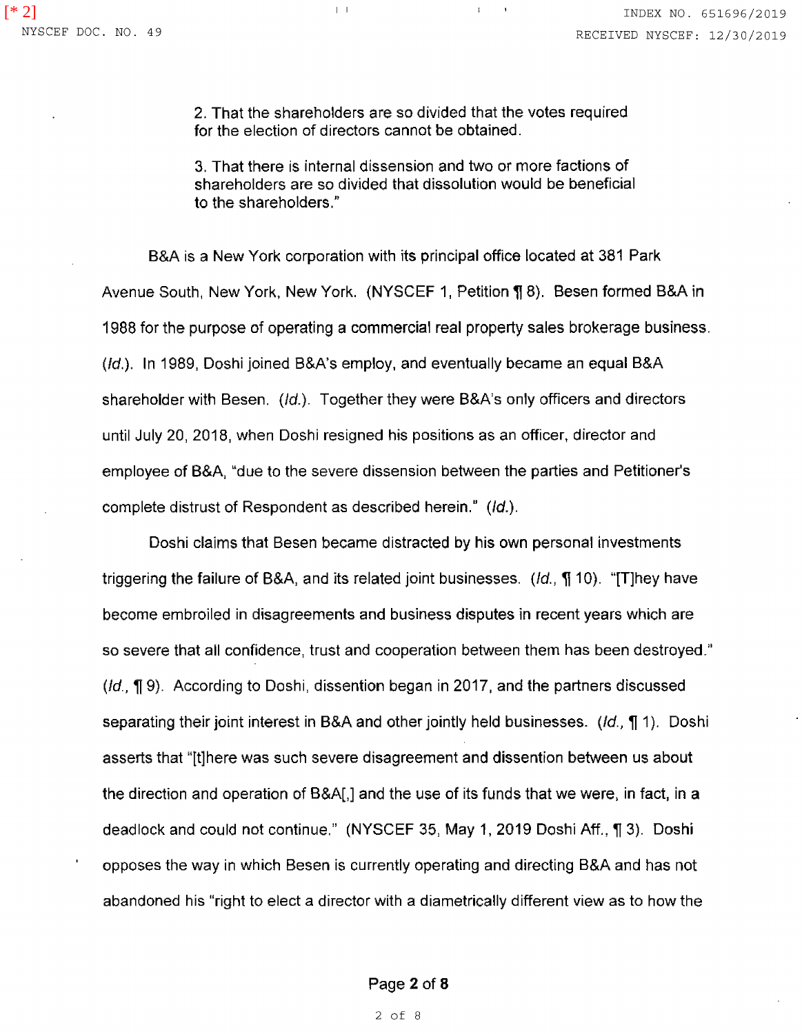> 2. That the shareholders are so divided that the votes required for the election of directors cannot be obtained.
>
> 3. That there is internal dissension and two or more factions of shareholders are so divided that dissolution would be beneficial to the shareholders."

B&A is a New York corporation with its principal office located at 381 Park Avenue South, New York, New York. (NYSCEF 1, Petition ¶ 8). Besen formed B&A in 1988 for the purpose of operating a commercial real property sales brokerage business. (*Id.*). In 1989, Doshi joined B&A's employ, and eventually became an equal B&A shareholder with Besen. (*Id.*). Together they were B&A's only officers and directors until July 20, 2018, when Doshi resigned his positions as an officer, director and employee of B&A, "due to the severe dissension between the parties and Petitioner's complete distrust of Respondent as described herein." (*Id.*).

Doshi claims that Besen became distracted by his own personal investments triggering the failure of B&A, and its related joint businesses. (*Id.*, ¶ 10). "[T]hey have become embroiled in disagreements and business disputes in recent years which are so severe that all confidence, trust and cooperation between them has been destroyed." (*Id.*, ¶ 9). According to Doshi, dissention began in 2017, and the partners discussed separating their joint interest in B&A and other jointly held businesses. (*Id.*, ¶ 1). Doshi asserts that "[t]here was such severe disagreement and dissention between us about the direction and operation of B&A[,] and the use of its funds that we were, in fact, in a deadlock and could not continue." (NYSCEF 35, May 1, 2019 Doshi Aff., ¶ 3). Doshi opposes the way in which Besen is currently operating and directing B&A and has not abandoned his "right to elect a director with a diametrically different view as to how the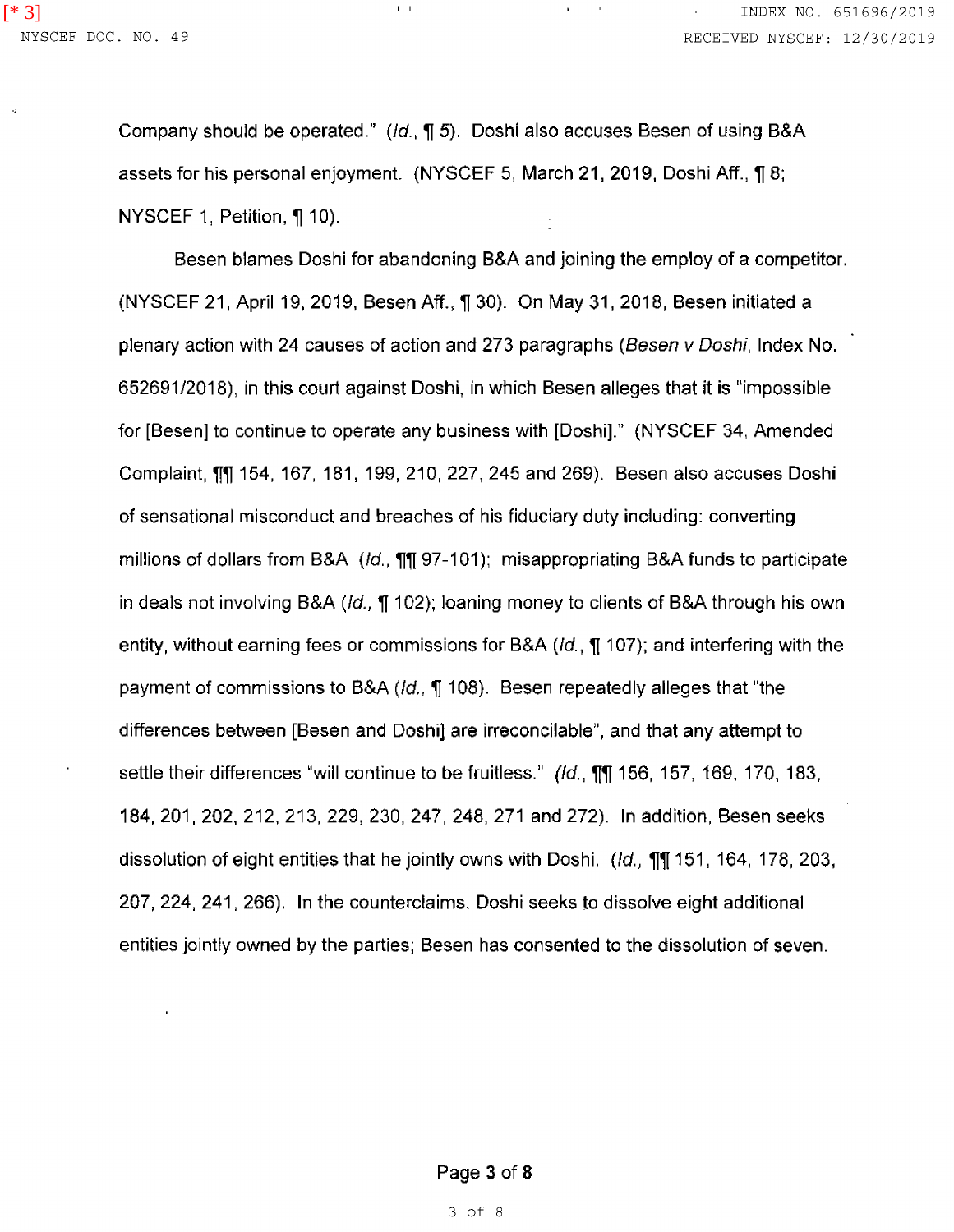Company should be operated." (*Id.*, ¶ 5). Doshi also accuses Besen of using B&A assets for his personal enjoyment. (NYSCEF 5, March 21, 2019, Doshi Aff., ¶ 8; NYSCEF 1, Petition, ¶ 10).

Besen blames Doshi for abandoning B&A and joining the employ of a competitor. (NYSCEF 21, April 19, 2019, Besen Aff., ¶ 30). On May 31, 2018, Besen initiated a plenary action with 24 causes of action and 273 paragraphs (*Besen v Doshi*, Index No. 652691/2018), in this court against Doshi, in which Besen alleges that it is "impossible for [Besen] to continue to operate any business with [Doshi]." (NYSCEF 34, Amended Complaint, ¶¶ 154, 167, 181, 199, 210, 227, 245 and 269). Besen also accuses Doshi of sensational misconduct and breaches of his fiduciary duty including: converting millions of dollars from B&A (*Id.*, ¶¶ 97-101); misappropriating B&A funds to participate in deals not involving B&A (*Id.*, ¶ 102); loaning money to clients of B&A through his own entity, without earning fees or commissions for B&A (*Id.*, ¶ 107); and interfering with the payment of commissions to B&A (*Id.*, ¶ 108). Besen repeatedly alleges that "the differences between [Besen and Doshi] are irreconcilable", and that any attempt to settle their differences "will continue to be fruitless." (*Id.*, ¶¶ 156, 157, 169, 170, 183, 184, 201, 202, 212, 213, 229, 230, 247, 248, 271 and 272). In addition, Besen seeks dissolution of eight entities that he jointly owns with Doshi. (*Id.*, ¶¶ 151, 164, 178, 203, 207, 224, 241, 266). In the counterclaims, Doshi seeks to dissolve eight additional entities jointly owned by the parties; Besen has consented to the dissolution of seven.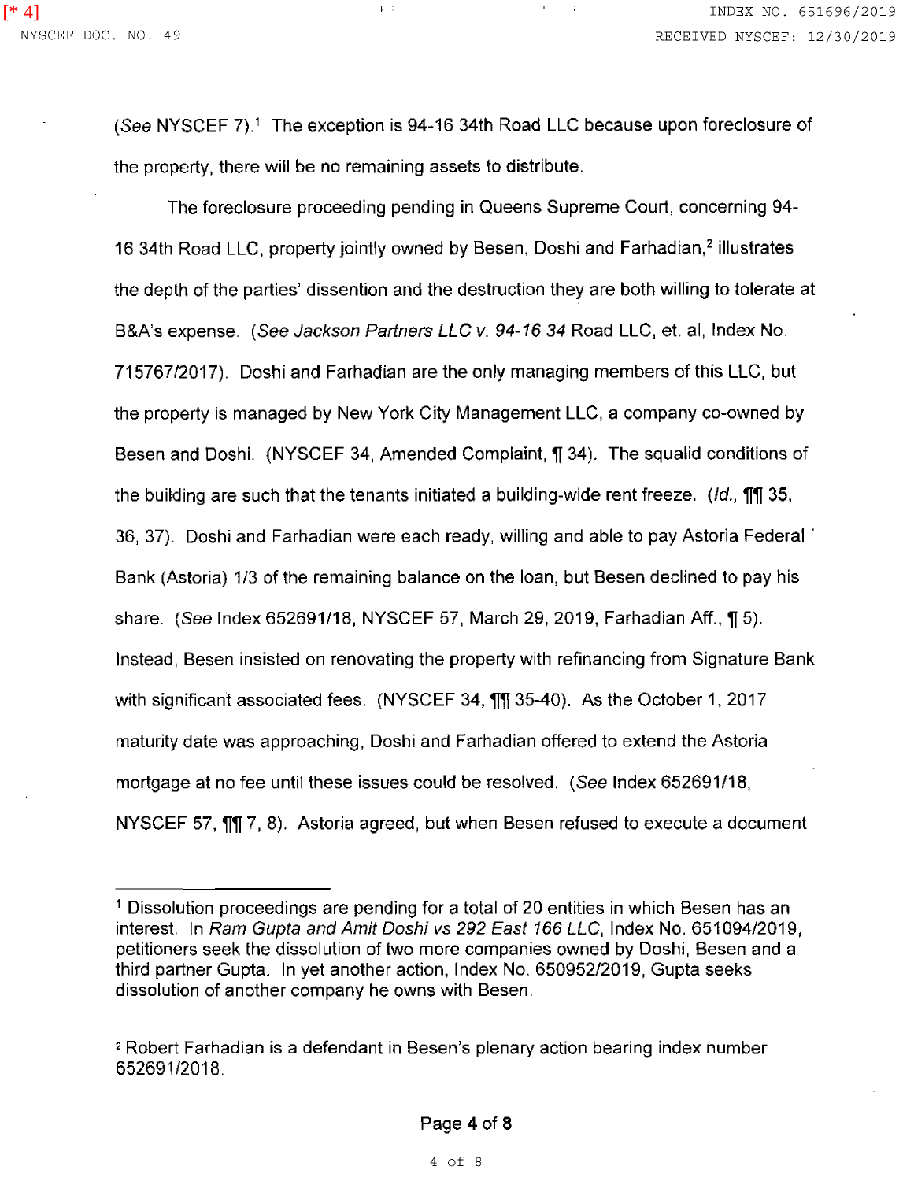(*See* NYSCEF 7).[1] The exception is 94-16 34th Road LLC because upon foreclosure of the property, there will be no remaining assets to distribute.

The foreclosure proceeding pending in Queens Supreme Court, concerning 94-16 34th Road LLC, property jointly owned by Besen, Doshi and Farhadian,[2] illustrates the depth of the parties' dissention and the destruction they are both willing to tolerate at B&A's expense. (*See Jackson Partners LLC v. 94-16 34* Road LLC, et. al, Index No. 715767/2017). Doshi and Farhadian are the only managing members of this LLC, but the property is managed by New York City Management LLC, a company co-owned by Besen and Doshi. (NYSCEF 34, Amended Complaint, ¶ 34). The squalid conditions of the building are such that the tenants initiated a building-wide rent freeze. (*Id.*, ¶¶ 35, 36, 37). Doshi and Farhadian were each ready, willing and able to pay Astoria Federal Bank (Astoria) 1/3 of the remaining balance on the loan, but Besen declined to pay his share. (*See* Index 652691/18, NYSCEF 57, March 29, 2019, Farhadian Aff., ¶ 5). Instead, Besen insisted on renovating the property with refinancing from Signature Bank with significant associated fees. (NYSCEF 34, ¶¶ 35-40). As the October 1, 2017 maturity date was approaching, Doshi and Farhadian offered to extend the Astoria mortgage at no fee until these issues could be resolved. (*See* Index 652691/18, NYSCEF 57, ¶¶ 7, 8). Astoria agreed, but when Besen refused to execute a document

---

[1] Dissolution proceedings are pending for a total of 20 entities in which Besen has an interest. In *Ram Gupta and Amit Doshi vs 292 East 166 LLC*, Index No. 651094/2019, petitioners seek the dissolution of two more companies owned by Doshi, Besen and a third partner Gupta. In yet another action, Index No. 650952/2019, Gupta seeks dissolution of another company he owns with Besen.

[2] Robert Farhadian is a defendant in Besen's plenary action bearing index number 652691/2018.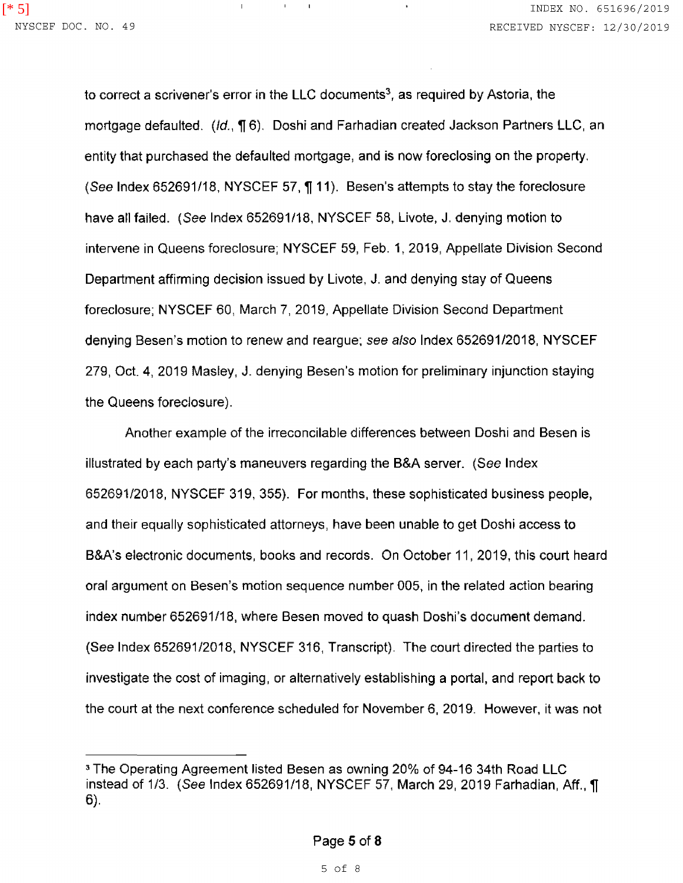to correct a scrivener's error in the LLC documents[3], as required by Astoria, the mortgage defaulted. (*Id.*, ¶ 6). Doshi and Farhadian created Jackson Partners LLC, an entity that purchased the defaulted mortgage, and is now foreclosing on the property. (*See* Index 652691/18, NYSCEF 57, ¶ 11). Besen's attempts to stay the foreclosure have all failed. (*See* Index 652691/18, NYSCEF 58, Livote, J. denying motion to intervene in Queens foreclosure; NYSCEF 59, Feb. 1, 2019, Appellate Division Second Department affirming decision issued by Livote, J. and denying stay of Queens foreclosure; NYSCEF 60, March 7, 2019, Appellate Division Second Department denying Besen's motion to renew and reargue; *see also* Index 652691/2018, NYSCEF 279, Oct. 4, 2019 Masley, J. denying Besen's motion for preliminary injunction staying the Queens foreclosure).

Another example of the irreconcilable differences between Doshi and Besen is illustrated by each party's maneuvers regarding the B&A server. (*See* Index 652691/2018, NYSCEF 319, 355). For months, these sophisticated business people, and their equally sophisticated attorneys, have been unable to get Doshi access to B&A's electronic documents, books and records. On October 11, 2019, this court heard oral argument on Besen's motion sequence number 005, in the related action bearing index number 652691/18, where Besen moved to quash Doshi's document demand. (*See* Index 652691/2018, NYSCEF 316, Transcript). The court directed the parties to investigate the cost of imaging, or alternatively establishing a portal, and report back to the court at the next conference scheduled for November 6, 2019. However, it was not

---

[3] The Operating Agreement listed Besen as owning 20% of 94-16 34th Road LLC instead of 1/3. (*See* Index 652691/18, NYSCEF 57, March 29, 2019 Farhadian, Aff., ¶ 6).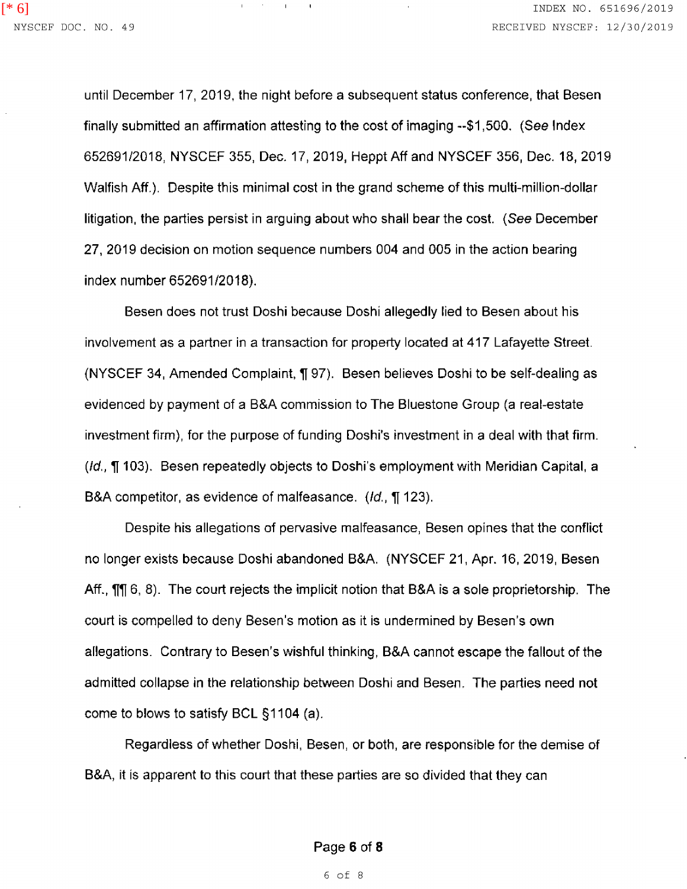until December 17, 2019, the night before a subsequent status conference, that Besen finally submitted an affirmation attesting to the cost of imaging --$1,500. (*See* Index 652691/2018, NYSCEF 355, Dec. 17, 2019, Heppt Aff and NYSCEF 356, Dec. 18, 2019 Walfish Aff.). Despite this minimal cost in the grand scheme of this multi-million-dollar litigation, the parties persist in arguing about who shall bear the cost. (*See* December 27, 2019 decision on motion sequence numbers 004 and 005 in the action bearing index number 652691/2018).

Besen does not trust Doshi because Doshi allegedly lied to Besen about his involvement as a partner in a transaction for property located at 417 Lafayette Street. (NYSCEF 34, Amended Complaint, ¶ 97). Besen believes Doshi to be self-dealing as evidenced by payment of a B&A commission to The Bluestone Group (a real-estate investment firm), for the purpose of funding Doshi's investment in a deal with that firm. (*Id.*, ¶ 103). Besen repeatedly objects to Doshi's employment with Meridian Capital, a B&A competitor, as evidence of malfeasance. (*Id.*, ¶ 123).

Despite his allegations of pervasive malfeasance, Besen opines that the conflict no longer exists because Doshi abandoned B&A. (NYSCEF 21, Apr. 16, 2019, Besen Aff., ¶¶ 6, 8). The court rejects the implicit notion that B&A is a sole proprietorship. The court is compelled to deny Besen's motion as it is undermined by Besen's own allegations. Contrary to Besen's wishful thinking, B&A cannot escape the fallout of the admitted collapse in the relationship between Doshi and Besen. The parties need not come to blows to satisfy BCL §1104 (a).

Regardless of whether Doshi, Besen, or both, are responsible for the demise of B&A, it is apparent to this court that these parties are so divided that they can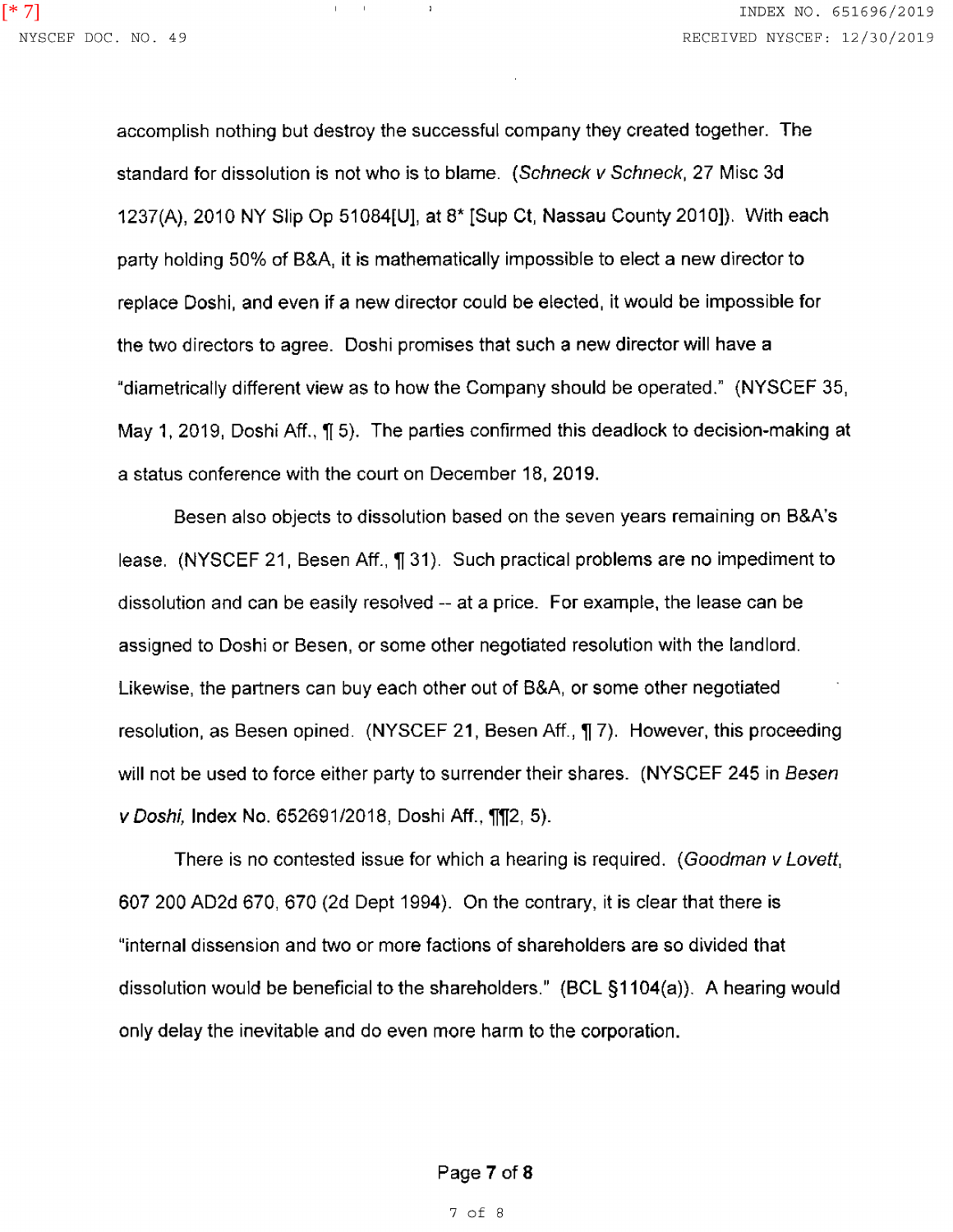accomplish nothing but destroy the successful company they created together. The standard for dissolution is not who is to blame. (*Schneck v Schneck*, 27 Misc 3d 1237(A), 2010 NY Slip Op 51084[U], at 8* [Sup Ct, Nassau County 2010]). With each party holding 50% of B&A, it is mathematically impossible to elect a new director to replace Doshi, and even if a new director could be elected, it would be impossible for the two directors to agree. Doshi promises that such a new director will have a "diametrically different view as to how the Company should be operated." (NYSCEF 35, May 1, 2019, Doshi Aff., ¶ 5). The parties confirmed this deadlock to decision-making at a status conference with the court on December 18, 2019.

Besen also objects to dissolution based on the seven years remaining on B&A's lease. (NYSCEF 21, Besen Aff., ¶ 31). Such practical problems are no impediment to dissolution and can be easily resolved -- at a price. For example, the lease can be assigned to Doshi or Besen, or some other negotiated resolution with the landlord. Likewise, the partners can buy each other out of B&A, or some other negotiated resolution, as Besen opined. (NYSCEF 21, Besen Aff., ¶ 7). However, this proceeding will not be used to force either party to surrender their shares. (NYSCEF 245 in *Besen v Doshi,* Index No. 652691/2018, Doshi Aff., ¶¶2, 5).

There is no contested issue for which a hearing is required. (*Goodman v Lovett*, 607 200 AD2d 670, 670 (2d Dept 1994). On the contrary, it is clear that there is "internal dissension and two or more factions of shareholders are so divided that dissolution would be beneficial to the shareholders." (BCL §1104(a)). A hearing would only delay the inevitable and do even more harm to the corporation.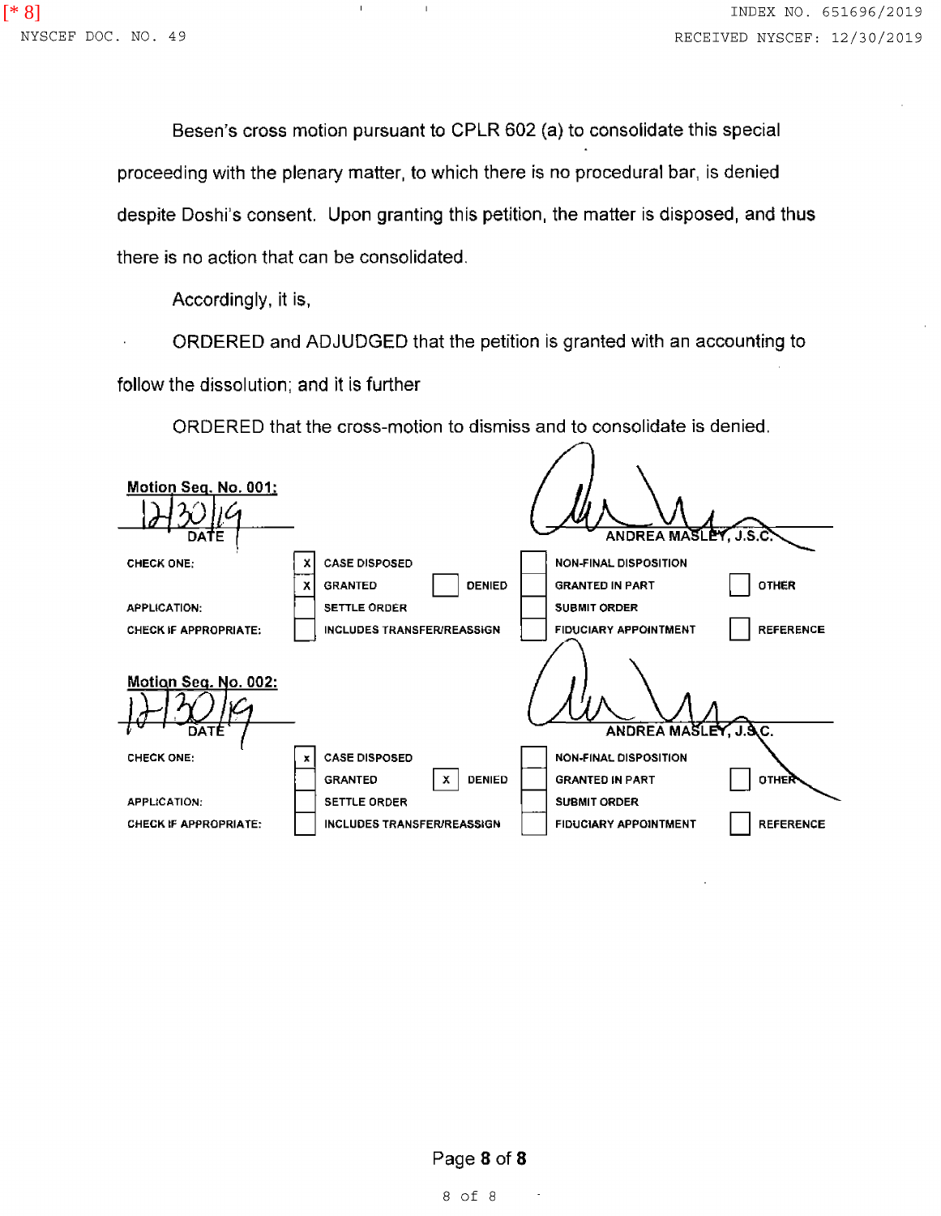Besen's cross motion pursuant to CPLR 602 (a) to consolidate this special proceeding with the plenary matter, to which there is no procedural bar, is denied despite Doshi's consent. Upon granting this petition, the matter is disposed, and thus there is no action that can be consolidated.

Accordingly, it is,

ORDERED and ADJUDGED that the petition is granted with an accounting to follow the dissolution; and it is further

ORDERED that the cross-motion to dismiss and to consolidate is denied.

**Motion Seq. No. 001:**

12/30/19
DATE

ANDREA MASLEY, J.S.C.

| | | | | | | | | |
|---|---|---|---|---|---|---|---|---|
| CHECK ONE: | X | CASE DISPOSED | | | | NON-FINAL DISPOSITION | | |
| | X | GRANTED | | DENIED | | GRANTED IN PART | | OTHER |
| APPLICATION: | | SETTLE ORDER | | | | SUBMIT ORDER | | |
| CHECK IF APPROPRIATE: | | INCLUDES TRANSFER/REASSIGN | | | | FIDUCIARY APPOINTMENT | | REFERENCE |

**Motion Seq. No. 002:**

12/30/19
DATE

ANDREA MASLEY, J.S.C.

| | | | | | | | | |
|---|---|---|---|---|---|---|---|---|
| CHECK ONE: | x | CASE DISPOSED | | | | NON-FINAL DISPOSITION | | |
| | | GRANTED | X | DENIED | | GRANTED IN PART | | OTHER |
| APPLICATION: | | SETTLE ORDER | | | | SUBMIT ORDER | | |
| CHECK IF APPROPRIATE: | | INCLUDES TRANSFER/REASSIGN | | | | FIDUCIARY APPOINTMENT | | REFERENCE |